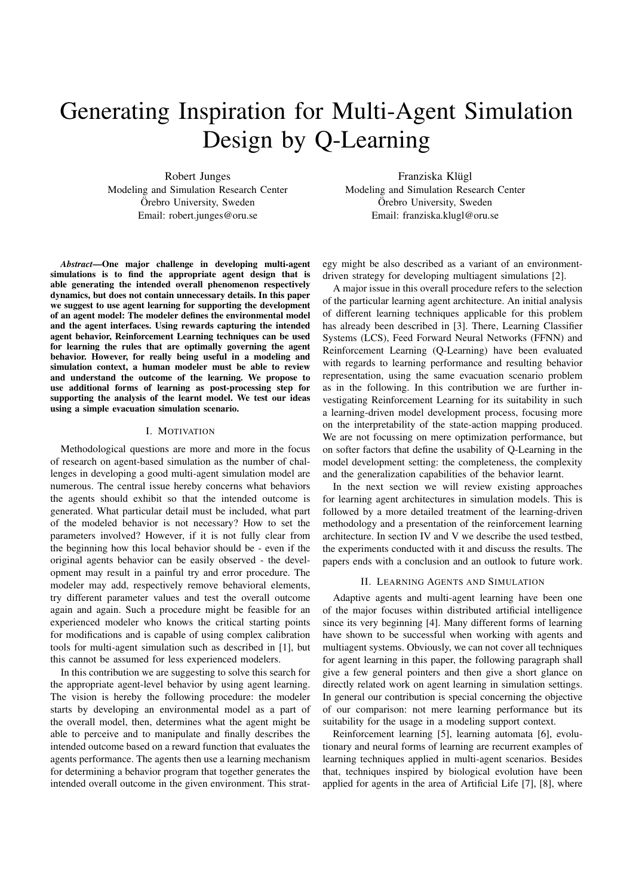# Generating Inspiration for Multi-Agent Simulation Design by Q-Learning

Robert Junges
Modeling and Simulation Research Center
Örebro University, Sweden
Email: robert.junges@oru.se

Franziska Klügl
Modeling and Simulation Research Center
Örebro University, Sweden
Email: franziska.klugl@oru.se

***Abstract*—One major challenge in developing multi-agent simulations is to find the appropriate agent design that is able generating the intended overall phenomenon respectively dynamics, but does not contain unnecessary details. In this paper we suggest to use agent learning for supporting the development of an agent model: The modeler defines the environmental model and the agent interfaces. Using rewards capturing the intended agent behavior, Reinforcement Learning techniques can be used for learning the rules that are optimally governing the agent behavior. However, for really being useful in a modeling and simulation context, a human modeler must be able to review and understand the outcome of the learning. We propose to use additional forms of learning as post-processing step for supporting the analysis of the learnt model. We test our ideas using a simple evacuation simulation scenario.**

## I. Motivation

Methodological questions are more and more in the focus of research on agent-based simulation as the number of challenges in developing a good multi-agent simulation model are numerous. The central issue hereby concerns what behaviors the agents should exhibit so that the intended outcome is generated. What particular detail must be included, what part of the modeled behavior is not necessary? How to set the parameters involved? However, if it is not fully clear from the beginning how this local behavior should be - even if the original agents behavior can be easily observed - the development may result in a painful try and error procedure. The modeler may add, respectively remove behavioral elements, try different parameter values and test the overall outcome again and again. Such a procedure might be feasible for an experienced modeler who knows the critical starting points for modifications and is capable of using complex calibration tools for multi-agent simulation such as described in [1], but this cannot be assumed for less experienced modelers.

In this contribution we are suggesting to solve this search for the appropriate agent-level behavior by using agent learning. The vision is hereby the following procedure: the modeler starts by developing an environmental model as a part of the overall model, then, determines what the agent might be able to perceive and to manipulate and finally describes the intended outcome based on a reward function that evaluates the agents performance. The agents then use a learning mechanism for determining a behavior program that together generates the intended overall outcome in the given environment. This strategy might be also described as a variant of an environment-driven strategy for developing multiagent simulations [2].

A major issue in this overall procedure refers to the selection of the particular learning agent architecture. An initial analysis of different learning techniques applicable for this problem has already been described in [3]. There, Learning Classifier Systems (LCS), Feed Forward Neural Networks (FFNN) and Reinforcement Learning (Q-Learning) have been evaluated with regards to learning performance and resulting behavior representation, using the same evacuation scenario problem as in the following. In this contribution we are further investigating Reinforcement Learning for its suitability in such a learning-driven model development process, focusing more on the interpretability of the state-action mapping produced. We are not focussing on mere optimization performance, but on softer factors that define the usability of Q-Learning in the model development setting: the completeness, the complexity and the generalization capabilities of the behavior learnt.

In the next section we will review existing approaches for learning agent architectures in simulation models. This is followed by a more detailed treatment of the learning-driven methodology and a presentation of the reinforcement learning architecture. In section IV and V we describe the used testbed, the experiments conducted with it and discuss the results. The papers ends with a conclusion and an outlook to future work.

## II. Learning Agents and Simulation

Adaptive agents and multi-agent learning have been one of the major focuses within distributed artificial intelligence since its very beginning [4]. Many different forms of learning have shown to be successful when working with agents and multiagent systems. Obviously, we can not cover all techniques for agent learning in this paper, the following paragraph shall give a few general pointers and then give a short glance on directly related work on agent learning in simulation settings. In general our contribution is special concerning the objective of our comparison: not mere learning performance but its suitability for the usage in a modeling support context.

Reinforcement learning [5], learning automata [6], evolutionary and neural forms of learning are recurrent examples of learning techniques applied in multi-agent scenarios. Besides that, techniques inspired by biological evolution have been applied for agents in the area of Artificial Life [7], [8], where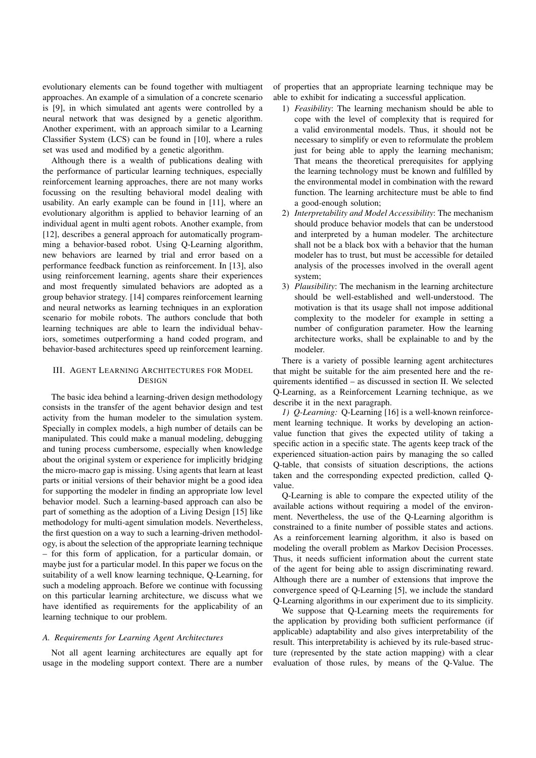evolutionary elements can be found together with multiagent approaches. An example of a simulation of a concrete scenario is [9], in which simulated ant agents were controlled by a neural network that was designed by a genetic algorithm. Another experiment, with an approach similar to a Learning Classifier System (LCS) can be found in [10], where a rules set was used and modified by a genetic algorithm.

Although there is a wealth of publications dealing with the performance of particular learning techniques, especially reinforcement learning approaches, there are not many works focussing on the resulting behavioral model dealing with usability. An early example can be found in [11], where an evolutionary algorithm is applied to behavior learning of an individual agent in multi agent robots. Another example, from [12], describes a general approach for automatically programming a behavior-based robot. Using Q-Learning algorithm, new behaviors are learned by trial and error based on a performance feedback function as reinforcement. In [13], also using reinforcement learning, agents share their experiences and most frequently simulated behaviors are adopted as a group behavior strategy. [14] compares reinforcement learning and neural networks as learning techniques in an exploration scenario for mobile robots. The authors conclude that both learning techniques are able to learn the individual behaviors, sometimes outperforming a hand coded program, and behavior-based architectures speed up reinforcement learning.

## III. Agent Learning Architectures for Model Design

The basic idea behind a learning-driven design methodology consists in the transfer of the agent behavior design and test activity from the human modeler to the simulation system. Specially in complex models, a high number of details can be manipulated. This could make a manual modeling, debugging and tuning process cumbersome, especially when knowledge about the original system or experience for implicitly bridging the micro-macro gap is missing. Using agents that learn at least parts or initial versions of their behavior might be a good idea for supporting the modeler in finding an appropriate low level behavior model. Such a learning-based approach can also be part of something as the adoption of a Living Design [15] like methodology for multi-agent simulation models. Nevertheless, the first question on a way to such a learning-driven methodology, is about the selection of the appropriate learning technique – for this form of application, for a particular domain, or maybe just for a particular model. In this paper we focus on the suitability of a well know learning technique, Q-Learning, for such a modeling approach. Before we continue with focussing on this particular learning architecture, we discuss what we have identified as requirements for the applicability of an learning technique to our problem.

### A. Requirements for Learning Agent Architectures

Not all agent learning architectures are equally apt for usage in the modeling support context. There are a number of properties that an appropriate learning technique may be able to exhibit for indicating a successful application.

1) *Feasibility*: The learning mechanism should be able to cope with the level of complexity that is required for a valid environmental models. Thus, it should not be necessary to simplify or even to reformulate the problem just for being able to apply the learning mechanism; That means the theoretical prerequisites for applying the learning technology must be known and fulfilled by the environmental model in combination with the reward function. The learning architecture must be able to find a good-enough solution;
2) *Interpretability and Model Accessibility*: The mechanism should produce behavior models that can be understood and interpreted by a human modeler. The architecture shall not be a black box with a behavior that the human modeler has to trust, but must be accessible for detailed analysis of the processes involved in the overall agent system;
3) *Plausibility*: The mechanism in the learning architecture should be well-established and well-understood. The motivation is that its usage shall not impose additional complexity to the modeler for example in setting a number of configuration parameter. How the learning architecture works, shall be explainable to and by the modeler.

There is a variety of possible learning agent architectures that might be suitable for the aim presented here and the requirements identified – as discussed in section II. We selected Q-Learning, as a Reinforcement Learning technique, as we describe it in the next paragraph.

*1) Q-Learning:* Q-Learning [16] is a well-known reinforcement learning technique. It works by developing an action-value function that gives the expected utility of taking a specific action in a specific state. The agents keep track of the experienced situation-action pairs by managing the so called Q-table, that consists of situation descriptions, the actions taken and the corresponding expected prediction, called Q-value.

Q-Learning is able to compare the expected utility of the available actions without requiring a model of the environment. Nevertheless, the use of the Q-Learning algorithm is constrained to a finite number of possible states and actions. As a reinforcement learning algorithm, it also is based on modeling the overall problem as Markov Decision Processes. Thus, it needs sufficient information about the current state of the agent for being able to assign discriminating reward. Although there are a number of extensions that improve the convergence speed of Q-Learning [5], we include the standard Q-Learning algorithms in our experiment due to its simplicity.

We suppose that Q-Learning meets the requirements for the application by providing both sufficient performance (if applicable) adaptability and also gives interpretability of the result. This interpretability is achieved by its rule-based structure (represented by the state action mapping) with a clear evaluation of those rules, by means of the Q-Value. The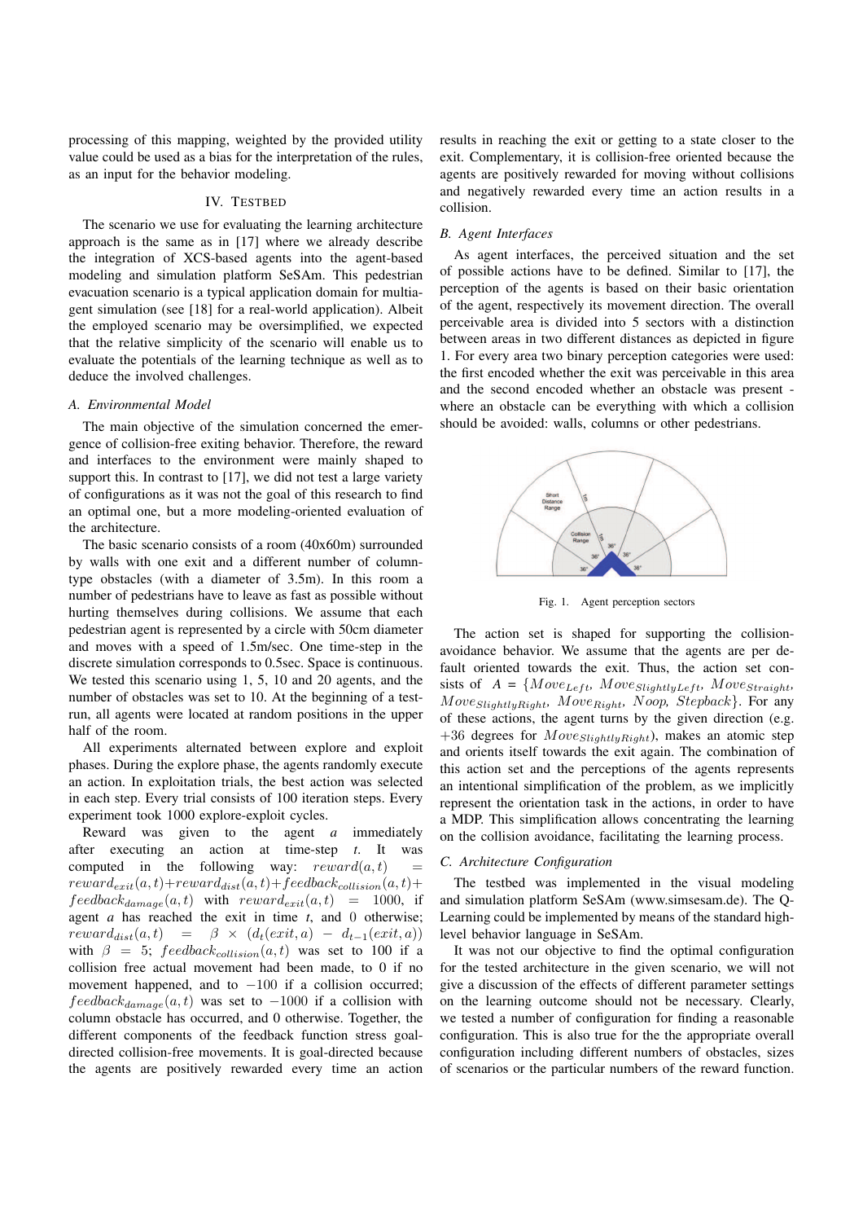processing of this mapping, weighted by the provided utility value could be used as a bias for the interpretation of the rules, as an input for the behavior modeling.

## IV. Testbed

The scenario we use for evaluating the learning architecture approach is the same as in [17] where we already describe the integration of XCS-based agents into the agent-based modeling and simulation platform SeSAm. This pedestrian evacuation scenario is a typical application domain for multiagent simulation (see [18] for a real-world application). Albeit the employed scenario may be oversimplified, we expected that the relative simplicity of the scenario will enable us to evaluate the potentials of the learning technique as well as to deduce the involved challenges.

### *A. Environmental Model*

The main objective of the simulation concerned the emergence of collision-free exiting behavior. Therefore, the reward and interfaces to the environment were mainly shaped to support this. In contrast to [17], we did not test a large variety of configurations as it was not the goal of this research to find an optimal one, but a more modeling-oriented evaluation of the architecture.

The basic scenario consists of a room (40x60m) surrounded by walls with one exit and a different number of column-type obstacles (with a diameter of 3.5m). In this room a number of pedestrians have to leave as fast as possible without hurting themselves during collisions. We assume that each pedestrian agent is represented by a circle with 50cm diameter and moves with a speed of 1.5m/sec. One time-step in the discrete simulation corresponds to 0.5sec. Space is continuous. We tested this scenario using 1, 5, 10 and 20 agents, and the number of obstacles was set to 10. At the beginning of a test-run, all agents were located at random positions in the upper half of the room.

All experiments alternated between explore and exploit phases. During the explore phase, the agents randomly execute an action. In exploitation trials, the best action was selected in each step. Every trial consists of 100 iteration steps. Every experiment took 1000 explore-exploit cycles.

Reward was given to the agent $a$ immediately after executing an action at time-step $t$. It was computed in the following way: $reward(a,t) = reward_{exit}(a,t) + reward_{dist}(a,t) + feedback_{collision}(a,t) + feedback_{damage}(a,t)$ with $reward_{exit}(a,t) = 1000$, if agent $a$ has reached the exit in time $t$, and 0 otherwise; $reward_{dist}(a,t) = \beta \times (d_t(exit,a) - d_{t-1}(exit,a))$ with $\beta = 5$; $feedback_{collision}(a,t)$ was set to 100 if a collision free actual movement had been made, to 0 if no movement happened, and to $-100$ if a collision occurred; $feedback_{damage}(a,t)$ was set to $-1000$ if a collision with column obstacle has occurred, and 0 otherwise. Together, the different components of the feedback function stress goal-directed collision-free movements. It is goal-directed because the agents are positively rewarded every time an action results in reaching the exit or getting to a state closer to the exit. Complementary, it is collision-free oriented because the agents are positively rewarded for moving without collisions and negatively rewarded every time an action results in a collision.

### *B. Agent Interfaces*

As agent interfaces, the perceived situation and the set of possible actions have to be defined. Similar to [17], the perception of the agents is based on their basic orientation of the agent, respectively its movement direction. The overall perceivable area is divided into 5 sectors with a distinction between areas in two different distances as depicted in figure 1. For every area two binary perception categories were used: the first encoded whether the exit was perceivable in this area and the second encoded whether an obstacle was present - where an obstacle can be everything with which a collision should be avoided: walls, columns or other pedestrians.

Fig. 1. Agent perception sectors

The action set is shaped for supporting the collision-avoidance behavior. We assume that the agents are per default oriented towards the exit. Thus, the action set consists of $A = \{Move_{Left},\ Move_{SlightlyLeft},\ Move_{Straight},\ Move_{SlightlyRight},\ Move_{Right},\ Noop,\ Stepback\}$. For any of these actions, the agent turns by the given direction (e.g. +36 degrees for $Move_{SlightlyRight}$), makes an atomic step and orients itself towards the exit again. The combination of this action set and the perceptions of the agents represents an intentional simplification of the problem, as we implicitly represent the orientation task in the actions, in order to have a MDP. This simplification allows concentrating the learning on the collision avoidance, facilitating the learning process.

### *C. Architecture Configuration*

The testbed was implemented in the visual modeling and simulation platform SeSAm (www.simsesam.de). The Q-Learning could be implemented by means of the standard high-level behavior language in SeSAm.

It was not our objective to find the optimal configuration for the tested architecture in the given scenario, we will not give a discussion of the effects of different parameter settings on the learning outcome should not be necessary. Clearly, we tested a number of configuration for finding a reasonable configuration. This is also true for the the appropriate overall configuration including different numbers of obstacles, sizes of scenarios or the particular numbers of the reward function.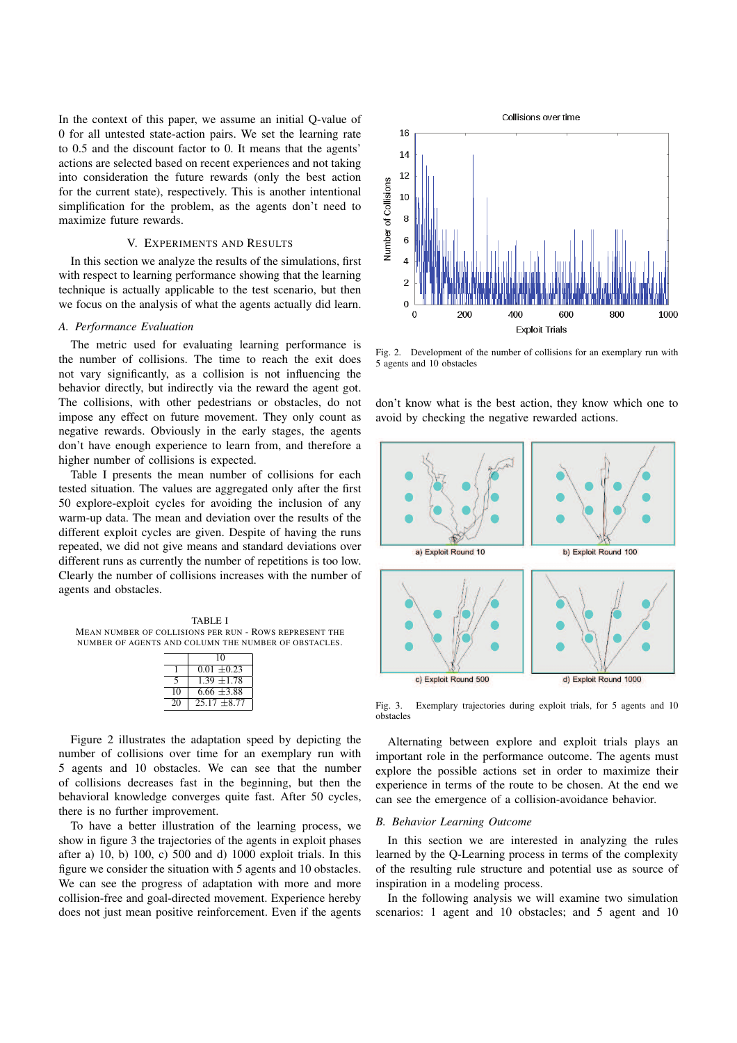In the context of this paper, we assume an initial Q-value of 0 for all untested state-action pairs. We set the learning rate to 0.5 and the discount factor to 0. It means that the agents' actions are selected based on recent experiences and not taking into consideration the future rewards (only the best action for the current state), respectively. This is another intentional simplification for the problem, as the agents don't need to maximize future rewards.

## V. Experiments and Results

In this section we analyze the results of the simulations, first with respect to learning performance showing that the learning technique is actually applicable to the test scenario, but then we focus on the analysis of what the agents actually did learn.

### A. Performance Evaluation

The metric used for evaluating learning performance is the number of collisions. The time to reach the exit does not vary significantly, as a collision is not influencing the behavior directly, but indirectly via the reward the agent got. The collisions, with other pedestrians or obstacles, do not impose any effect on future movement. They only count as negative rewards. Obviously in the early stages, the agents don't have enough experience to learn from, and therefore a higher number of collisions is expected.

Table I presents the mean number of collisions for each tested situation. The values are aggregated only after the first 50 explore-exploit cycles for avoiding the inclusion of any warm-up data. The mean and deviation over the results of the different exploit cycles are given. Despite of having the runs repeated, we did not give means and standard deviations over different runs as currently the number of repetitions is too low. Clearly the number of collisions increases with the number of agents and obstacles.

TABLE I
Mean number of collisions per run - Rows represent the number of agents and column the number of obstacles.

| | 10 |
|---|---|
| 1 | 0.01 $\pm$0.23 |
| 5 | 1.39 $\pm$1.78 |
| 10 | 6.66 $\pm$3.88 |
| 20 | 25.17 $\pm$8.77 |

Fig. 2. Development of the number of collisions for an exemplary run with 5 agents and 10 obstacles

Figure 2 illustrates the adaptation speed by depicting the number of collisions over time for an exemplary run with 5 agents and 10 obstacles. We can see that the number of collisions decreases fast in the beginning, but then the behavioral knowledge converges quite fast. After 50 cycles, there is no further improvement.

To have a better illustration of the learning process, we show in figure 3 the trajectories of the agents in exploit phases after a) 10, b) 100, c) 500 and d) 1000 exploit trials. In this figure we consider the situation with 5 agents and 10 obstacles. We can see the progress of adaptation with more and more collision-free and goal-directed movement. Experience hereby does not just mean positive reinforcement. Even if the agents don't know what is the best action, they know which one to avoid by checking the negative rewarded actions.

Fig. 3. Exemplary trajectories during exploit trials, for 5 agents and 10 obstacles

Alternating between explore and exploit trials plays an important role in the performance outcome. The agents must explore the possible actions set in order to maximize their experience in terms of the route to be chosen. At the end we can see the emergence of a collision-avoidance behavior.

### B. Behavior Learning Outcome

In this section we are interested in analyzing the rules learned by the Q-Learning process in terms of the complexity of the resulting rule structure and potential use as source of inspiration in a modeling process.

In the following analysis we will examine two simulation scenarios: 1 agent and 10 obstacles; and 5 agent and 10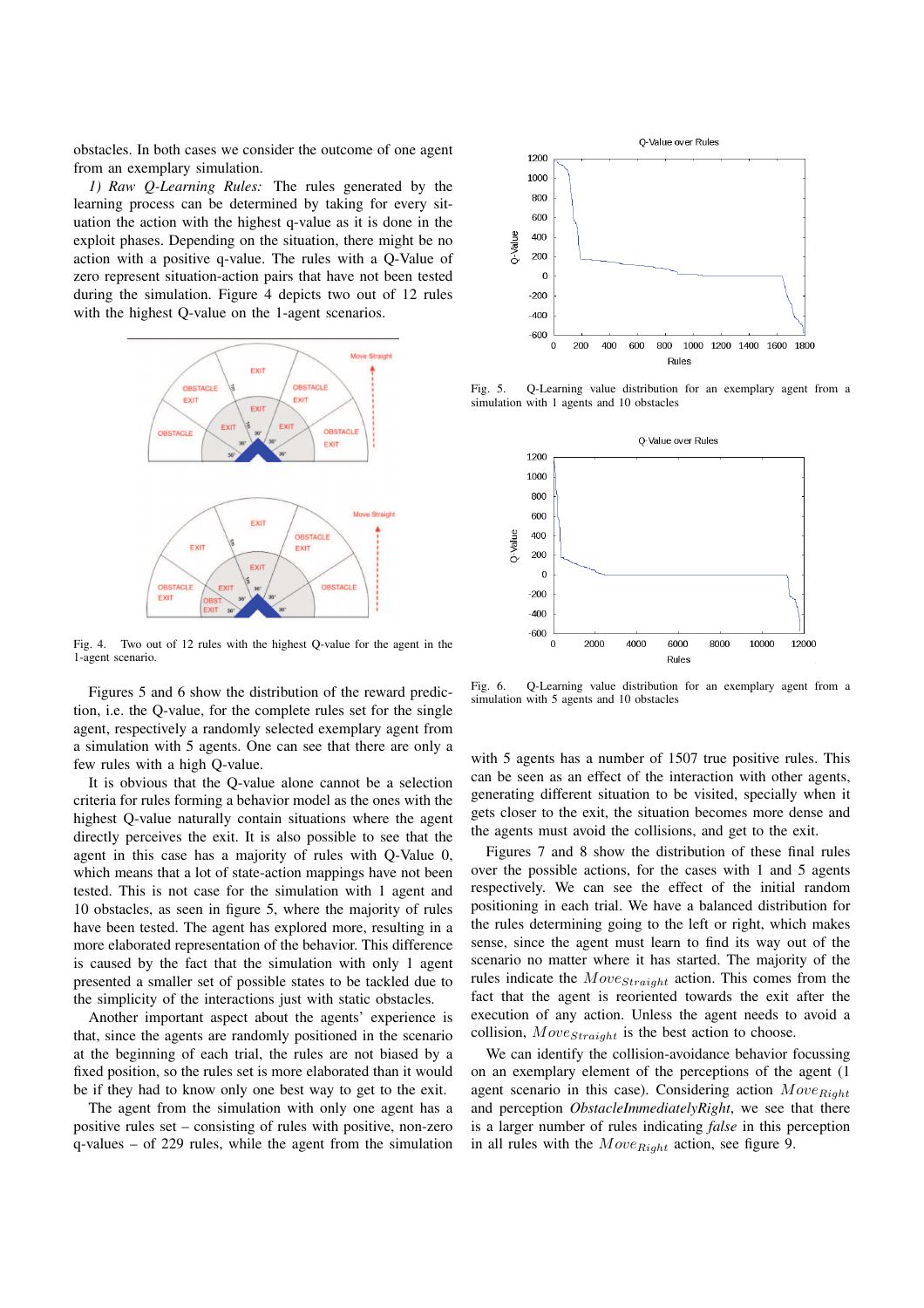obstacles. In both cases we consider the outcome of one agent from an exemplary simulation.

*1) Raw Q-Learning Rules:* The rules generated by the learning process can be determined by taking for every situation the action with the highest q-value as it is done in the exploit phases. Depending on the situation, there might be no action with a positive q-value. The rules with a Q-Value of zero represent situation-action pairs that have not been tested during the simulation. Figure 4 depicts two out of 12 rules with the highest Q-value on the 1-agent scenarios.

Fig. 4. Two out of 12 rules with the highest Q-value for the agent in the 1-agent scenario.

Figures 5 and 6 show the distribution of the reward prediction, i.e. the Q-value, for the complete rules set for the single agent, respectively a randomly selected exemplary agent from a simulation with 5 agents. One can see that there are only a few rules with a high Q-value.

It is obvious that the Q-value alone cannot be a selection criteria for rules forming a behavior model as the ones with the highest Q-value naturally contain situations where the agent directly perceives the exit. It is also possible to see that the agent in this case has a majority of rules with Q-Value 0, which means that a lot of state-action mappings have not been tested. This is not case for the simulation with 1 agent and 10 obstacles, as seen in figure 5, where the majority of rules have been tested. The agent has explored more, resulting in a more elaborated representation of the behavior. This difference is caused by the fact that the simulation with only 1 agent presented a smaller set of possible states to be tackled due to the simplicity of the interactions just with static obstacles.

Another important aspect about the agents' experience is that, since the agents are randomly positioned in the scenario at the beginning of each trial, the rules are not biased by a fixed position, so the rules set is more elaborated than it would be if they had to know only one best way to get to the exit.

The agent from the simulation with only one agent has a positive rules set – consisting of rules with positive, non-zero q-values – of 229 rules, while the agent from the simulation

Fig. 5. Q-Learning value distribution for an exemplary agent from a simulation with 1 agents and 10 obstacles

Fig. 6. Q-Learning value distribution for an exemplary agent from a simulation with 5 agents and 10 obstacles

with 5 agents has a number of 1507 true positive rules. This can be seen as an effect of the interaction with other agents, generating different situation to be visited, specially when it gets closer to the exit, the situation becomes more dense and the agents must avoid the collisions, and get to the exit.

Figures 7 and 8 show the distribution of these final rules over the possible actions, for the cases with 1 and 5 agents respectively. We can see the effect of the initial random positioning in each trial. We have a balanced distribution for the rules determining going to the left or right, which makes sense, since the agent must learn to find its way out of the scenario no matter where it has started. The majority of the rules indicate the $Move_{Straight}$ action. This comes from the fact that the agent is reoriented towards the exit after the execution of any action. Unless the agent needs to avoid a collision, $Move_{Straight}$ is the best action to choose.

We can identify the collision-avoidance behavior focussing on an exemplary element of the perceptions of the agent (1 agent scenario in this case). Considering action $Move_{Right}$ and perception *ObstacleImmediatelyRight*, we see that there is a larger number of rules indicating *false* in this perception in all rules with the $Move_{Right}$ action, see figure 9.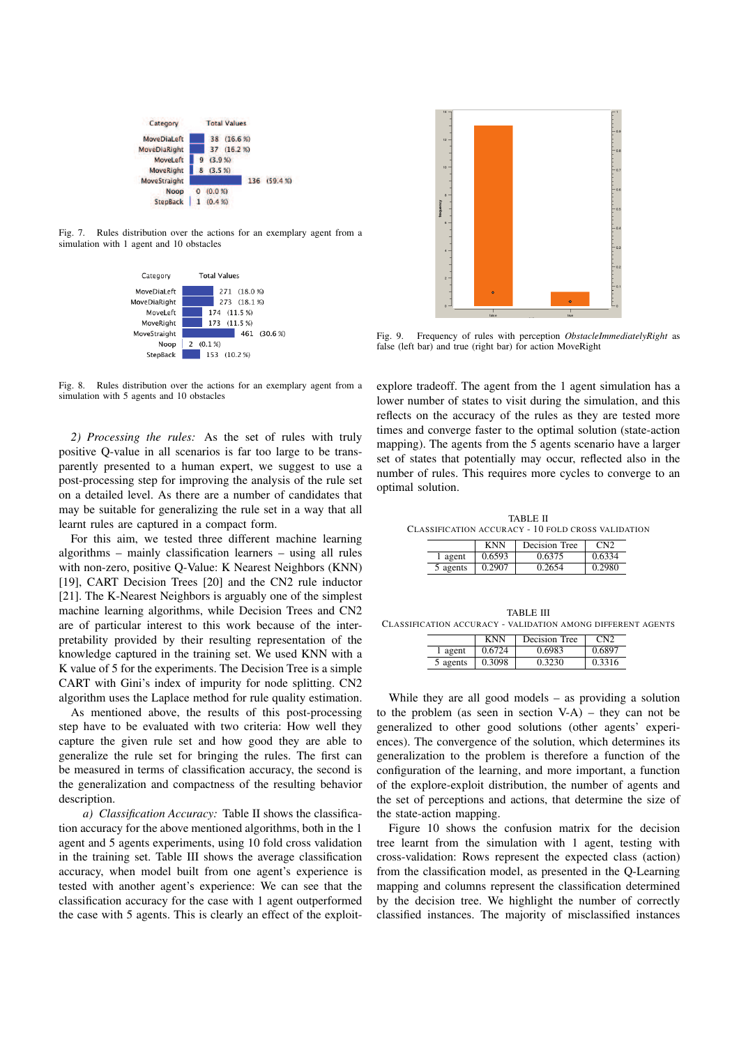Fig. 7. Rules distribution over the actions for an exemplary agent from a simulation with 1 agent and 10 obstacles

Fig. 8. Rules distribution over the actions for an exemplary agent from a simulation with 5 agents and 10 obstacles

*2) Processing the rules:* As the set of rules with truly positive Q-value in all scenarios is far too large to be transparently presented to a human expert, we suggest to use a post-processing step for improving the analysis of the rule set on a detailed level. As there are a number of candidates that may be suitable for generalizing the rule set in a way that all learnt rules are captured in a compact form.

For this aim, we tested three different machine learning algorithms – mainly classification learners – using all rules with non-zero, positive Q-Value: K Nearest Neighbors (KNN) [19], CART Decision Trees [20] and the CN2 rule inductor [21]. The K-Nearest Neighbors is arguably one of the simplest machine learning algorithms, while Decision Trees and CN2 are of particular interest to this work because of the interpretability provided by their resulting representation of the knowledge captured in the training set. We used KNN with a K value of 5 for the experiments. The Decision Tree is a simple CART with Gini's index of impurity for node splitting. CN2 algorithm uses the Laplace method for rule quality estimation.

As mentioned above, the results of this post-processing step have to be evaluated with two criteria: How well they capture the given rule set and how good they are able to generalize the rule set for bringing the rules. The first can be measured in terms of classification accuracy, the second is the generalization and compactness of the resulting behavior description.

*a) Classification Accuracy:* Table II shows the classification accuracy for the above mentioned algorithms, both in the 1 agent and 5 agents experiments, using 10 fold cross validation in the training set. Table III shows the average classification accuracy, when model built from one agent's experience is tested with another agent's experience: We can see that the classification accuracy for the case with 1 agent outperformed the case with 5 agents. This is clearly an effect of the exploit-explore tradeoff. The agent from the 1 agent simulation has a lower number of states to visit during the simulation, and this reflects on the accuracy of the rules as they are tested more times and converge faster to the optimal solution (state-action mapping). The agents from the 5 agents scenario have a larger set of states that potentially may occur, reflected also in the number of rules. This requires more cycles to converge to an optimal solution.

Fig. 9. Frequency of rules with perception *ObstacleImmediatelyRight* as false (left bar) and true (right bar) for action MoveRight

TABLE II
CLASSIFICATION ACCURACY - 10 FOLD CROSS VALIDATION

| | KNN | Decision Tree | CN2 |
|---|---|---|---|
| 1 agent | 0.6593 | 0.6375 | 0.6334 |
| 5 agents | 0.2907 | 0.2654 | 0.2980 |

TABLE III
CLASSIFICATION ACCURACY - VALIDATION AMONG DIFFERENT AGENTS

| | KNN | Decision Tree | CN2 |
|---|---|---|---|
| 1 agent | 0.6724 | 0.6983 | 0.6897 |
| 5 agents | 0.3098 | 0.3230 | 0.3316 |

While they are all good models – as providing a solution to the problem (as seen in section V-A) – they can not be generalized to other good solutions (other agents' experiences). The convergence of the solution, which determines its generalization to the problem is therefore a function of the configuration of the learning, and more important, a function of the explore-exploit distribution, the number of agents and the set of perceptions and actions, that determine the size of the state-action mapping.

Figure 10 shows the confusion matrix for the decision tree learnt from the simulation with 1 agent, testing with cross-validation: Rows represent the expected class (action) from the classification model, as presented in the Q-Learning mapping and columns represent the classification determined by the decision tree. We highlight the number of correctly classified instances. The majority of misclassified instances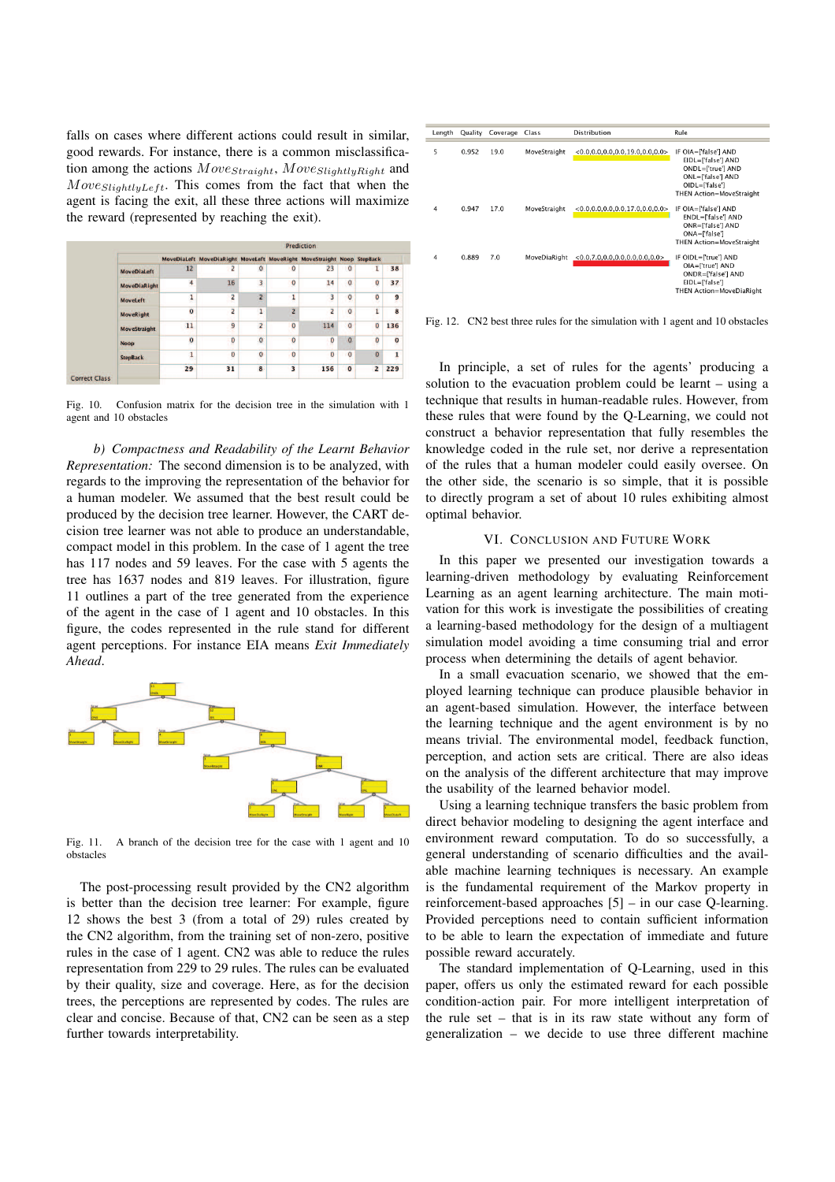falls on cases where different actions could result in similar, good rewards. For instance, there is a common misclassification among the actions $Move_{Straight}$, $Move_{SlightlyRight}$ and $Move_{SlightlyLeft}$. This comes from the fact that when the agent is facing the exit, all these three actions will maximize the reward (represented by reaching the exit).

| Correct Class | Prediction: MoveDiaLeft | MoveDiaRight | MoveLeft | MoveRight | MoveStraight | Noop | StepBack | |
|---|---|---|---|---|---|---|---|---|
| MoveDiaLeft | 12 | 2 | 0 | 0 | 23 | 0 | 1 | 38 |
| MoveDiaRight | 4 | 16 | 3 | 0 | 14 | 0 | 0 | 37 |
| MoveLeft | 1 | 2 | 2 | 1 | 3 | 0 | 0 | 9 |
| MoveRight | 0 | 2 | 1 | 2 | 2 | 0 | 1 | 8 |
| MoveStraight | 11 | 9 | 2 | 0 | 114 | 0 | 0 | 136 |
| Noop | 0 | 0 | 0 | 0 | 0 | 0 | 0 | 0 |
| StepBack | 1 | 0 | 0 | 0 | 0 | 0 | 0 | 1 |
| | 29 | 31 | 8 | 3 | 156 | 0 | 2 | 229 |

Fig. 10. Confusion matrix for the decision tree in the simulation with 1 agent and 10 obstacles

*b) Compactness and Readability of the Learnt Behavior Representation:* The second dimension is to be analyzed, with regards to the improving the representation of the behavior for a human modeler. We assumed that the best result could be produced by the decision tree learner. However, the CART decision tree learner was not able to produce an understandable, compact model in this problem. In the case of 1 agent the tree has 117 nodes and 59 leaves. For the case with 5 agents the tree has 1637 nodes and 819 leaves. For illustration, figure 11 outlines a part of the tree generated from the experience of the agent in the case of 1 agent and 10 obstacles. In this figure, the codes represented in the rule stand for different agent perceptions. For instance EIA means *Exit Immediately Ahead*.

Fig. 11. A branch of the decision tree for the case with 1 agent and 10 obstacles

The post-processing result provided by the CN2 algorithm is better than the decision tree learner: For example, figure 12 shows the best 3 (from a total of 29) rules created by the CN2 algorithm, from the training set of non-zero, positive rules in the case of 1 agent. CN2 was able to reduce the rules representation from 229 to 29 rules. The rules can be evaluated by their quality, size and coverage. Here, as for the decision trees, the perceptions are represented by codes. The rules are clear and concise. Because of that, CN2 can be seen as a step further towards interpretability.

| Length | Quality | Coverage | Class | Distribution | Rule |
|---|---|---|---|---|---|
| 5 | 0.952 | 19.0 | MoveStraight | <0.0,0.0,0.0,0.0,19.0,0.0,0.0> | IF OIA=['false'] AND EIDL=['false'] AND ONDL=['true'] AND ONL=['false'] AND OIDL=['false'] THEN Action=MoveStraight |
| 4 | 0.947 | 17.0 | MoveStraight | <0.0,0.0,0.0,0.0,17.0,0.0,0.0> | IF OIA=['false'] AND ENDL=['false'] AND ONR=['false'] AND ONA=['false'] THEN Action=MoveStraight |
| 4 | 0.889 | 7.0 | MoveDiaRight | <0.0,7.0,0.0,0.0,0.0,0.0,0.0> | IF OIDL=['true'] AND OIA=['true'] AND ONDR=['false'] AND EIDL=['false'] THEN Action=MoveDiaRight |

Fig. 12. CN2 best three rules for the simulation with 1 agent and 10 obstacles

In principle, a set of rules for the agents' producing a solution to the evacuation problem could be learnt – using a technique that results in human-readable rules. However, from these rules that were found by the Q-Learning, we could not construct a behavior representation that fully resembles the knowledge coded in the rule set, nor derive a representation of the rules that a human modeler could easily oversee. On the other side, the scenario is so simple, that it is possible to directly program a set of about 10 rules exhibiting almost optimal behavior.

## VI. Conclusion and Future Work

In this paper we presented our investigation towards a learning-driven methodology by evaluating Reinforcement Learning as an agent learning architecture. The main motivation for this work is investigate the possibilities of creating a learning-based methodology for the design of a multiagent simulation model avoiding a time consuming trial and error process when determining the details of agent behavior.

In a small evacuation scenario, we showed that the employed learning technique can produce plausible behavior in an agent-based simulation. However, the interface between the learning technique and the agent environment is by no means trivial. The environmental model, feedback function, perception, and action sets are critical. There are also ideas on the analysis of the different architecture that may improve the usability of the learned behavior model.

Using a learning technique transfers the basic problem from direct behavior modeling to designing the agent interface and environment reward computation. To do so successfully, a general understanding of scenario difficulties and the available machine learning techniques is necessary. An example is the fundamental requirement of the Markov property in reinforcement-based approaches [5] – in our case Q-learning. Provided perceptions need to contain sufficient information to be able to learn the expectation of immediate and future possible reward accurately.

The standard implementation of Q-Learning, used in this paper, offers us only the estimated reward for each possible condition-action pair. For more intelligent interpretation of the rule set – that is in its raw state without any form of generalization – we decide to use three different machine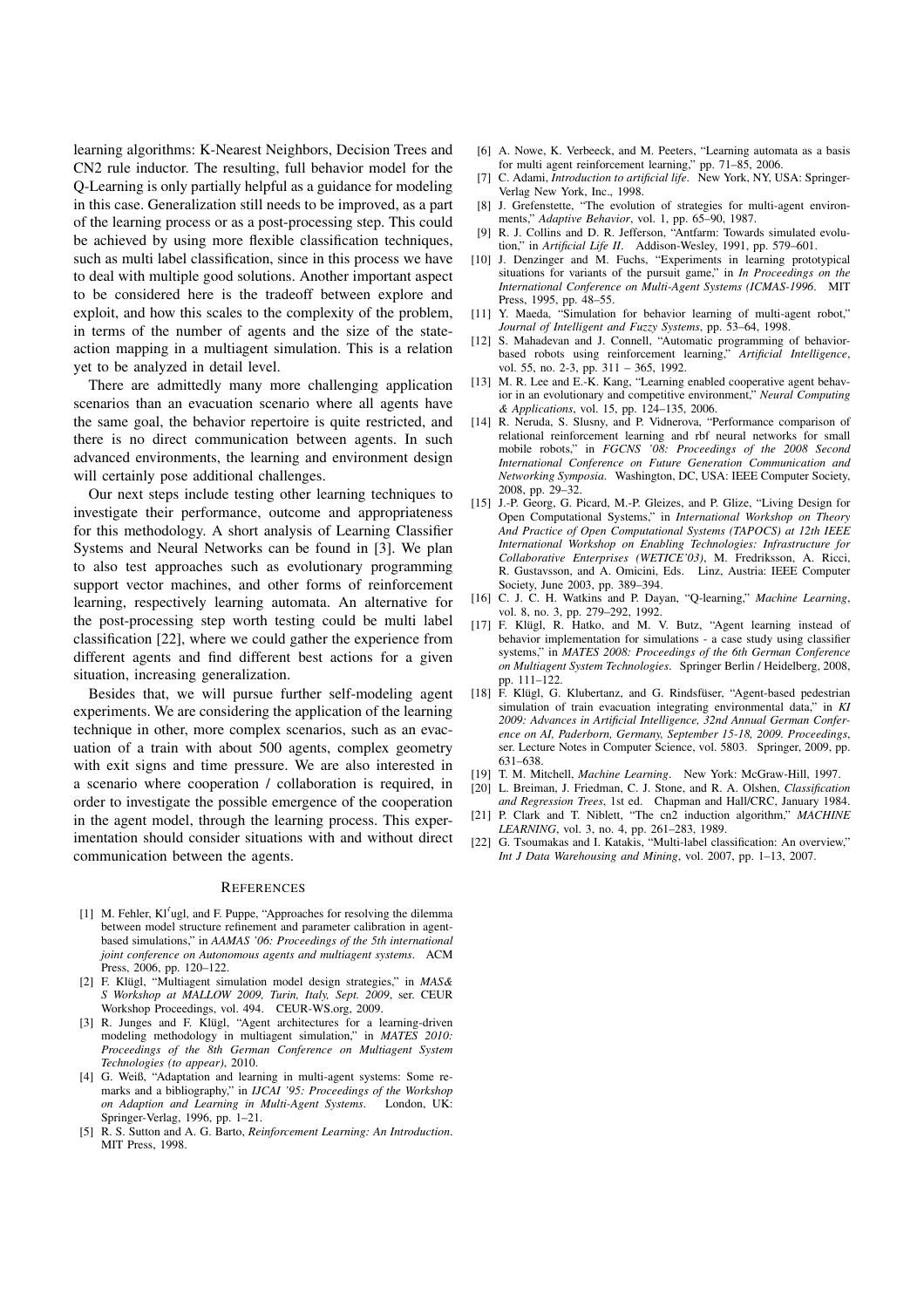learning algorithms: K-Nearest Neighbors, Decision Trees and CN2 rule inductor. The resulting, full behavior model for the Q-Learning is only partially helpful as a guidance for modeling in this case. Generalization still needs to be improved, as a part of the learning process or as a post-processing step. This could be achieved by using more flexible classification techniques, such as multi label classification, since in this process we have to deal with multiple good solutions. Another important aspect to be considered here is the tradeoff between explore and exploit, and how this scales to the complexity of the problem, in terms of the number of agents and the size of the state-action mapping in a multiagent simulation. This is a relation yet to be analyzed in detail level.

There are admittedly many more challenging application scenarios than an evacuation scenario where all agents have the same goal, the behavior repertoire is quite restricted, and there is no direct communication between agents. In such advanced environments, the learning and environment design will certainly pose additional challenges.

Our next steps include testing other learning techniques to investigate their performance, outcome and appropriateness for this methodology. A short analysis of Learning Classifier Systems and Neural Networks can be found in [3]. We plan to also test approaches such as evolutionary programming support vector machines, and other forms of reinforcement learning, respectively learning automata. An alternative for the post-processing step worth testing could be multi label classification [22], where we could gather the experience from different agents and find different best actions for a given situation, increasing generalization.

Besides that, we will pursue further self-modeling agent experiments. We are considering the application of the learning technique in other, more complex scenarios, such as an evacuation of a train with about 500 agents, complex geometry with exit signs and time pressure. We are also interested in a scenario where cooperation / collaboration is required, in order to investigate the possible emergence of the cooperation in the agent model, through the learning process. This experimentation should consider situations with and without direct communication between the agents.

## References

[1] M. Fehler, Kl´ugl, and F. Puppe, "Approaches for resolving the dilemma between model structure refinement and parameter calibration in agent-based simulations," in *AAMAS '06: Proceedings of the 5th international joint conference on Autonomous agents and multiagent systems*. ACM Press, 2006, pp. 120–122.

[2] F. Klügl, "Multiagent simulation model design strategies," in *MAS&S Workshop at MALLOW 2009, Turin, Italy, Sept. 2009*, ser. CEUR Workshop Proceedings, vol. 494. CEUR-WS.org, 2009.

[3] R. Junges and F. Klügl, "Agent architectures for a learning-driven modeling methodology in multiagent simulation," in *MATES 2010: Proceedings of the 8th German Conference on Multiagent System Technologies (to appear)*, 2010.

[4] G. Weiß, "Adaptation and learning in multi-agent systems: Some remarks and a bibliography," in *IJCAI '95: Proceedings of the Workshop on Adaption and Learning in Multi-Agent Systems*. London, UK: Springer-Verlag, 1996, pp. 1–21.

[5] R. S. Sutton and A. G. Barto, *Reinforcement Learning: An Introduction*. MIT Press, 1998.

[6] A. Nowe, K. Verbeeck, and M. Peeters, "Learning automata as a basis for multi agent reinforcement learning," pp. 71–85, 2006.

[7] C. Adami, *Introduction to artificial life*. New York, NY, USA: Springer-Verlag New York, Inc., 1998.

[8] J. Grefenstette, "The evolution of strategies for multi-agent environments," *Adaptive Behavior*, vol. 1, pp. 65–90, 1987.

[9] R. J. Collins and D. R. Jefferson, "Antfarm: Towards simulated evolution," in *Artificial Life II*. Addison-Wesley, 1991, pp. 579–601.

[10] J. Denzinger and M. Fuchs, "Experiments in learning prototypical situations for variants of the pursuit game," in *In Proceedings on the International Conference on Multi-Agent Systems (ICMAS-1996*. MIT Press, 1995, pp. 48–55.

[11] Y. Maeda, "Simulation for behavior learning of multi-agent robot," *Journal of Intelligent and Fuzzy Systems*, pp. 53–64, 1998.

[12] S. Mahadevan and J. Connell, "Automatic programming of behavior-based robots using reinforcement learning," *Artificial Intelligence*, vol. 55, no. 2-3, pp. 311 – 365, 1992.

[13] M. R. Lee and E.-K. Kang, "Learning enabled cooperative agent behavior in an evolutionary and competitive environment," *Neural Computing & Applications*, vol. 15, pp. 124–135, 2006.

[14] R. Neruda, S. Slusny, and P. Vidnerova, "Performance comparison of relational reinforcement learning and rbf neural networks for small mobile robots," in *FGCNS '08: Proceedings of the 2008 Second International Conference on Future Generation Communication and Networking Symposia*. Washington, DC, USA: IEEE Computer Society, 2008, pp. 29–32.

[15] J.-P. Georg, G. Picard, M.-P. Gleizes, and P. Glize, "Living Design for Open Computational Systems," in *International Workshop on Theory And Practice of Open Computational Systems (TAPOCS) at 12th IEEE International Workshop on Enabling Technologies: Infrastructure for Collaborative Enterprises (WETICE'03)*, M. Fredriksson, A. Ricci, R. Gustavsson, and A. Omicini, Eds. Linz, Austria: IEEE Computer Society, June 2003, pp. 389–394.

[16] C. J. C. H. Watkins and P. Dayan, "Q-learning," *Machine Learning*, vol. 8, no. 3, pp. 279–292, 1992.

[17] F. Klügl, R. Hatko, and M. V. Butz, "Agent learning instead of behavior implementation for simulations - a case study using classifier systems," in *MATES 2008: Proceedings of the 6th German Conference on Multiagent System Technologies*. Springer Berlin / Heidelberg, 2008, pp. 111–122.

[18] F. Klügl, G. Klubertanz, and G. Rindsfüser, "Agent-based pedestrian simulation of train evacuation integrating environmental data," in *KI 2009: Advances in Artificial Intelligence, 32nd Annual German Conference on AI, Paderborn, Germany, September 15-18, 2009. Proceedings*, ser. Lecture Notes in Computer Science, vol. 5803. Springer, 2009, pp. 631–638.

[19] T. M. Mitchell, *Machine Learning*. New York: McGraw-Hill, 1997.

[20] L. Breiman, J. Friedman, C. J. Stone, and R. A. Olshen, *Classification and Regression Trees*, 1st ed. Chapman and Hall/CRC, January 1984.

[21] P. Clark and T. Niblett, "The cn2 induction algorithm," *MACHINE LEARNING*, vol. 3, no. 4, pp. 261–283, 1989.

[22] G. Tsoumakas and I. Katakis, "Multi-label classification: An overview," *Int J Data Warehousing and Mining*, vol. 2007, pp. 1–13, 2007.